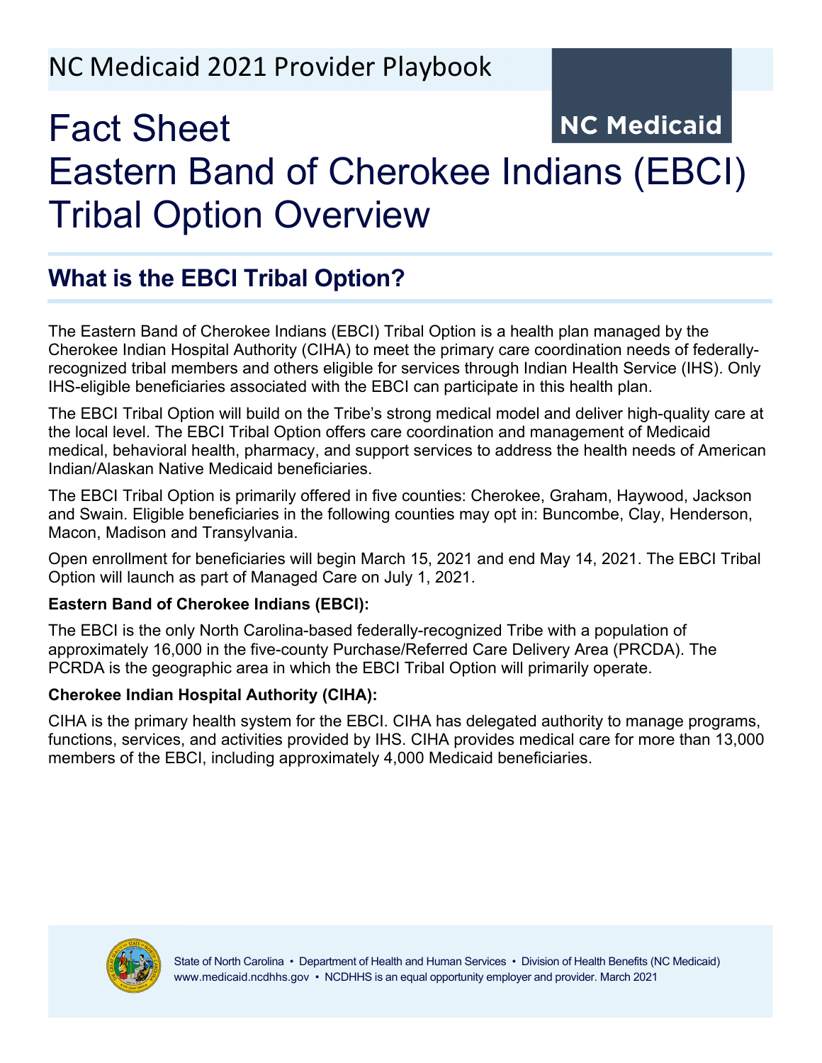NC Medicaid 2021 Provider Playbook

NC Medicaid

# Fact Sheet
# Eastern Band of Cherokee Indians (EBCI) Tribal Option Overview

## What is the EBCI Tribal Option?

The Eastern Band of Cherokee Indians (EBCI) Tribal Option is a health plan managed by the Cherokee Indian Hospital Authority (CIHA) to meet the primary care coordination needs of federally-recognized tribal members and others eligible for services through Indian Health Service (IHS). Only IHS-eligible beneficiaries associated with the EBCI can participate in this health plan.

The EBCI Tribal Option will build on the Tribe's strong medical model and deliver high-quality care at the local level. The EBCI Tribal Option offers care coordination and management of Medicaid medical, behavioral health, pharmacy, and support services to address the health needs of American Indian/Alaskan Native Medicaid beneficiaries.

The EBCI Tribal Option is primarily offered in five counties: Cherokee, Graham, Haywood, Jackson and Swain. Eligible beneficiaries in the following counties may opt in: Buncombe, Clay, Henderson, Macon, Madison and Transylvania.

Open enrollment for beneficiaries will begin March 15, 2021 and end May 14, 2021. The EBCI Tribal Option will launch as part of Managed Care on July 1, 2021.

**Eastern Band of Cherokee Indians (EBCI):**

The EBCI is the only North Carolina-based federally-recognized Tribe with a population of approximately 16,000 in the five-county Purchase/Referred Care Delivery Area (PRCDA). The PCRDA is the geographic area in which the EBCI Tribal Option will primarily operate.

**Cherokee Indian Hospital Authority (CIHA):**

CIHA is the primary health system for the EBCI. CIHA has delegated authority to manage programs, functions, services, and activities provided by IHS. CIHA provides medical care for more than 13,000 members of the EBCI, including approximately 4,000 Medicaid beneficiaries.

State of North Carolina • Department of Health and Human Services • Division of Health Benefits (NC Medicaid)
www.medicaid.ncdhhs.gov • NCDHHS is an equal opportunity employer and provider. March 2021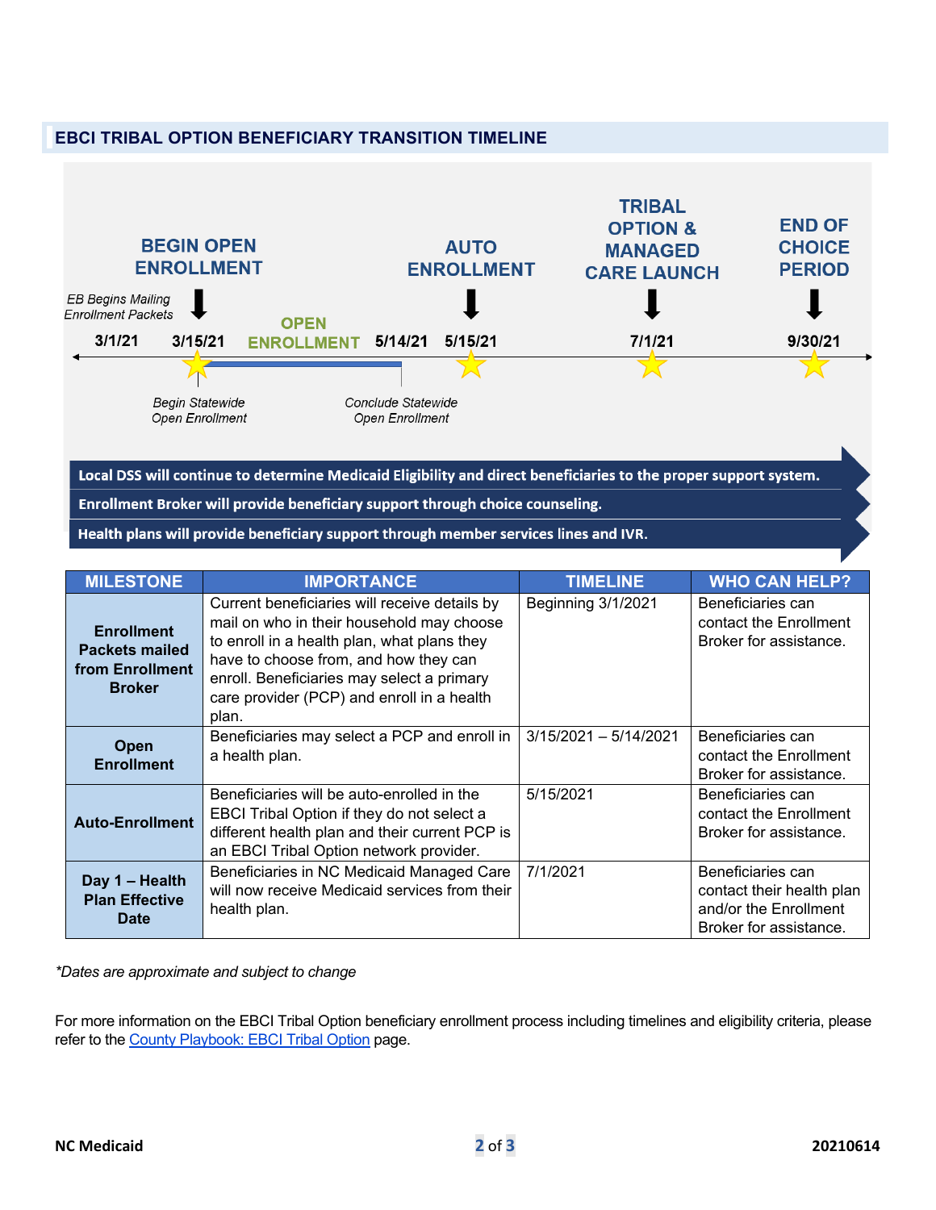## EBCI TRIBAL OPTION BENEFICIARY TRANSITION TIMELINE

**BEGIN OPEN ENROLLMENT** — **AUTO ENROLLMENT** — **TRIBAL OPTION & MANAGED CARE LAUNCH** — **END OF CHOICE PERIOD**

*EB Begins Mailing Enrollment Packets*

3/1/21 — 3/15/21 — **OPEN ENROLLMENT** — 5/14/21 — 5/15/21 — 7/1/21 — 9/30/21

*Begin Statewide Open Enrollment* — *Conclude Statewide Open Enrollment*

**Local DSS will continue to determine Medicaid Eligibility and direct beneficiaries to the proper support system.**

**Enrollment Broker will provide beneficiary support through choice counseling.**

**Health plans will provide beneficiary support through member services lines and IVR.**

| MILESTONE | IMPORTANCE | TIMELINE | WHO CAN HELP? |
|---|---|---|---|
| **Enrollment Packets mailed from Enrollment Broker** | Current beneficiaries will receive details by mail on who in their household may choose to enroll in a health plan, what plans they have to choose from, and how they can enroll. Beneficiaries may select a primary care provider (PCP) and enroll in a health plan. | Beginning 3/1/2021 | Beneficiaries can contact the Enrollment Broker for assistance. |
| **Open Enrollment** | Beneficiaries may select a PCP and enroll in a health plan. | 3/15/2021 – 5/14/2021 | Beneficiaries can contact the Enrollment Broker for assistance. |
| **Auto-Enrollment** | Beneficiaries will be auto-enrolled in the EBCI Tribal Option if they do not select a different health plan and their current PCP is an EBCI Tribal Option network provider. | 5/15/2021 | Beneficiaries can contact the Enrollment Broker for assistance. |
| **Day 1 – Health Plan Effective Date** | Beneficiaries in NC Medicaid Managed Care will now receive Medicaid services from their health plan. | 7/1/2021 | Beneficiaries can contact their health plan and/or the Enrollment Broker for assistance. |

*\*Dates are approximate and subject to change*

For more information on the EBCI Tribal Option beneficiary enrollment process including timelines and eligibility criteria, please refer to the County Playbook: EBCI Tribal Option page.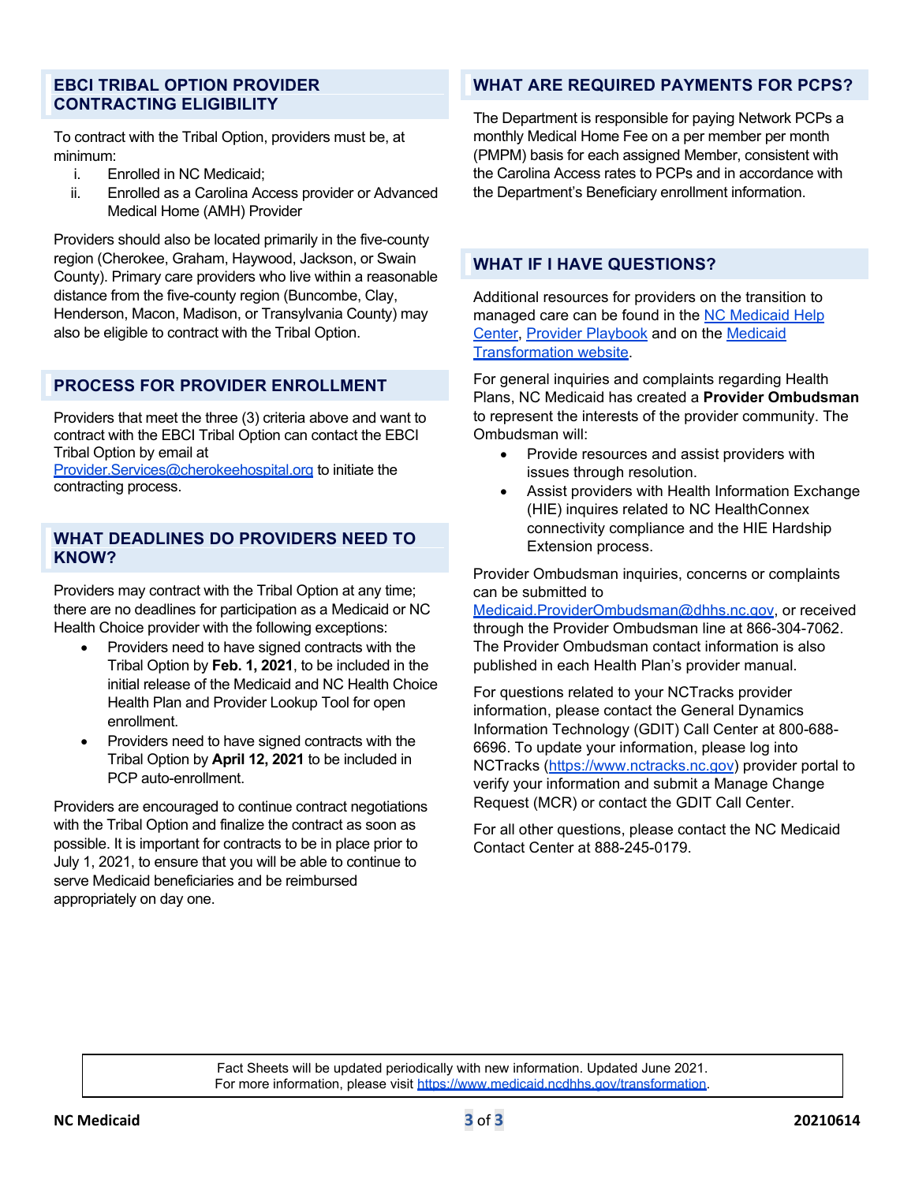## EBCI TRIBAL OPTION PROVIDER CONTRACTING ELIGIBILITY

To contract with the Tribal Option, providers must be, at minimum:

i. Enrolled in NC Medicaid;
ii. Enrolled as a Carolina Access provider or Advanced Medical Home (AMH) Provider

Providers should also be located primarily in the five-county region (Cherokee, Graham, Haywood, Jackson, or Swain County). Primary care providers who live within a reasonable distance from the five-county region (Buncombe, Clay, Henderson, Macon, Madison, or Transylvania County) may also be eligible to contract with the Tribal Option.

## PROCESS FOR PROVIDER ENROLLMENT

Providers that meet the three (3) criteria above and want to contract with the EBCI Tribal Option can contact the EBCI Tribal Option by email at Provider.Services@cherokeehospital.org to initiate the contracting process.

## WHAT DEADLINES DO PROVIDERS NEED TO KNOW?

Providers may contract with the Tribal Option at any time; there are no deadlines for participation as a Medicaid or NC Health Choice provider with the following exceptions:

- Providers need to have signed contracts with the Tribal Option by **Feb. 1, 2021**, to be included in the initial release of the Medicaid and NC Health Choice Health Plan and Provider Lookup Tool for open enrollment.
- Providers need to have signed contracts with the Tribal Option by **April 12, 2021** to be included in PCP auto-enrollment.

Providers are encouraged to continue contract negotiations with the Tribal Option and finalize the contract as soon as possible. It is important for contracts to be in place prior to July 1, 2021, to ensure that you will be able to continue to serve Medicaid beneficiaries and be reimbursed appropriately on day one.

## WHAT ARE REQUIRED PAYMENTS FOR PCPS?

The Department is responsible for paying Network PCPs a monthly Medical Home Fee on a per member per month (PMPM) basis for each assigned Member, consistent with the Carolina Access rates to PCPs and in accordance with the Department's Beneficiary enrollment information.

## WHAT IF I HAVE QUESTIONS?

Additional resources for providers on the transition to managed care can be found in the NC Medicaid Help Center, Provider Playbook and on the Medicaid Transformation website.

For general inquiries and complaints regarding Health Plans, NC Medicaid has created a **Provider Ombudsman** to represent the interests of the provider community. The Ombudsman will:

- Provide resources and assist providers with issues through resolution.
- Assist providers with Health Information Exchange (HIE) inquires related to NC HealthConnex connectivity compliance and the HIE Hardship Extension process.

Provider Ombudsman inquiries, concerns or complaints can be submitted to Medicaid.ProviderOmbudsman@dhhs.nc.gov, or received through the Provider Ombudsman line at 866-304-7062. The Provider Ombudsman contact information is also published in each Health Plan's provider manual.

For questions related to your NCTracks provider information, please contact the General Dynamics Information Technology (GDIT) Call Center at 800-688-6696. To update your information, please log into NCTracks (https://www.nctracks.nc.gov) provider portal to verify your information and submit a Manage Change Request (MCR) or contact the GDIT Call Center.

For all other questions, please contact the NC Medicaid Contact Center at 888-245-0179.

Fact Sheets will be updated periodically with new information. Updated June 2021.
For more information, please visit https://www.medicaid.ncdhhs.gov/transformation.